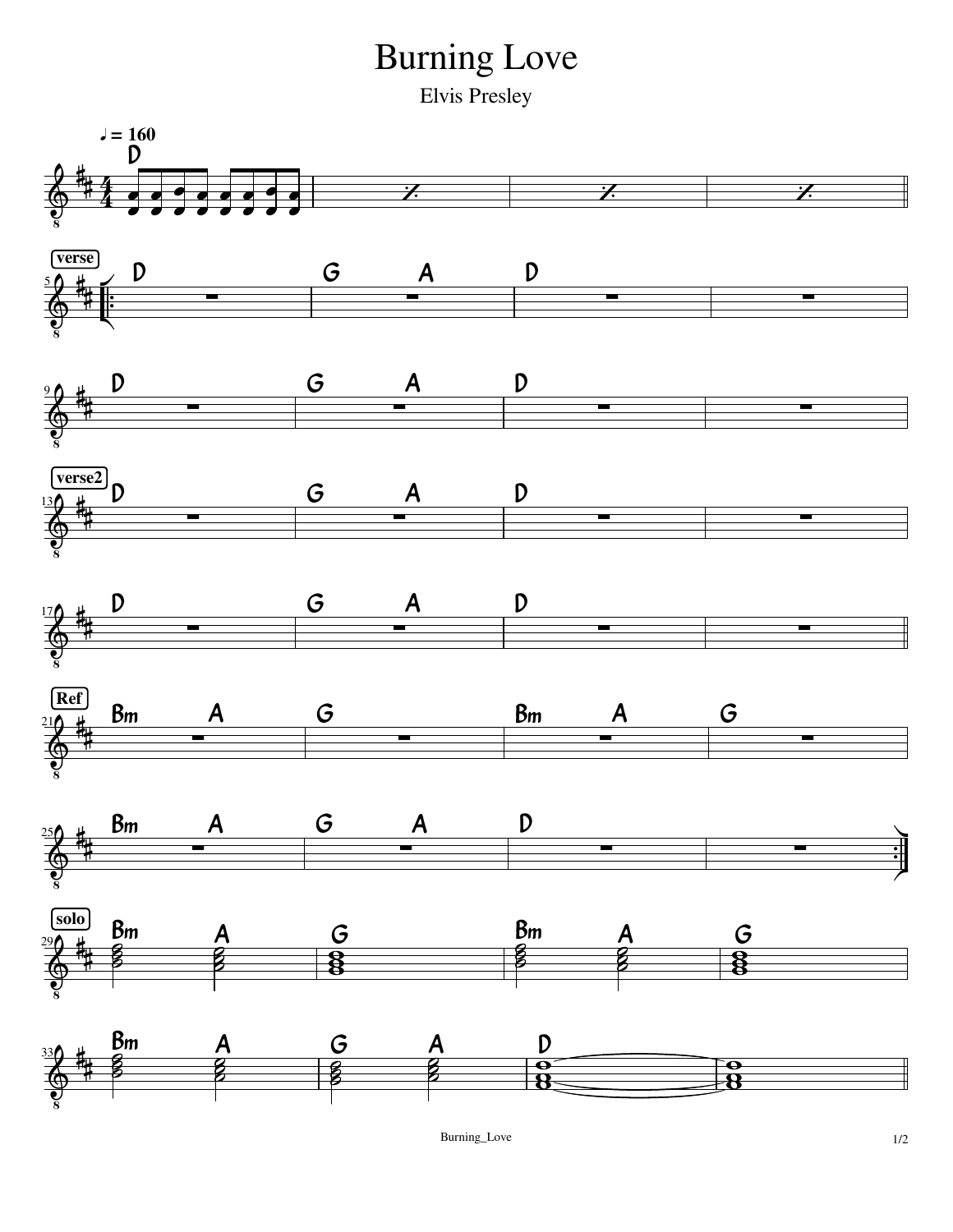# Burning Love

Elvis Presley

♩ = 160

D

**verse**

D | G A | D | |

D | G A | D | |

**verse2**

D | G A | D | |

D | G A | D | |

**Ref**

Bm A | G | Bm A | G |

Bm A | G A | D | |

**solo**

Bm A | G | Bm A | G |

Bm A | G A | D | |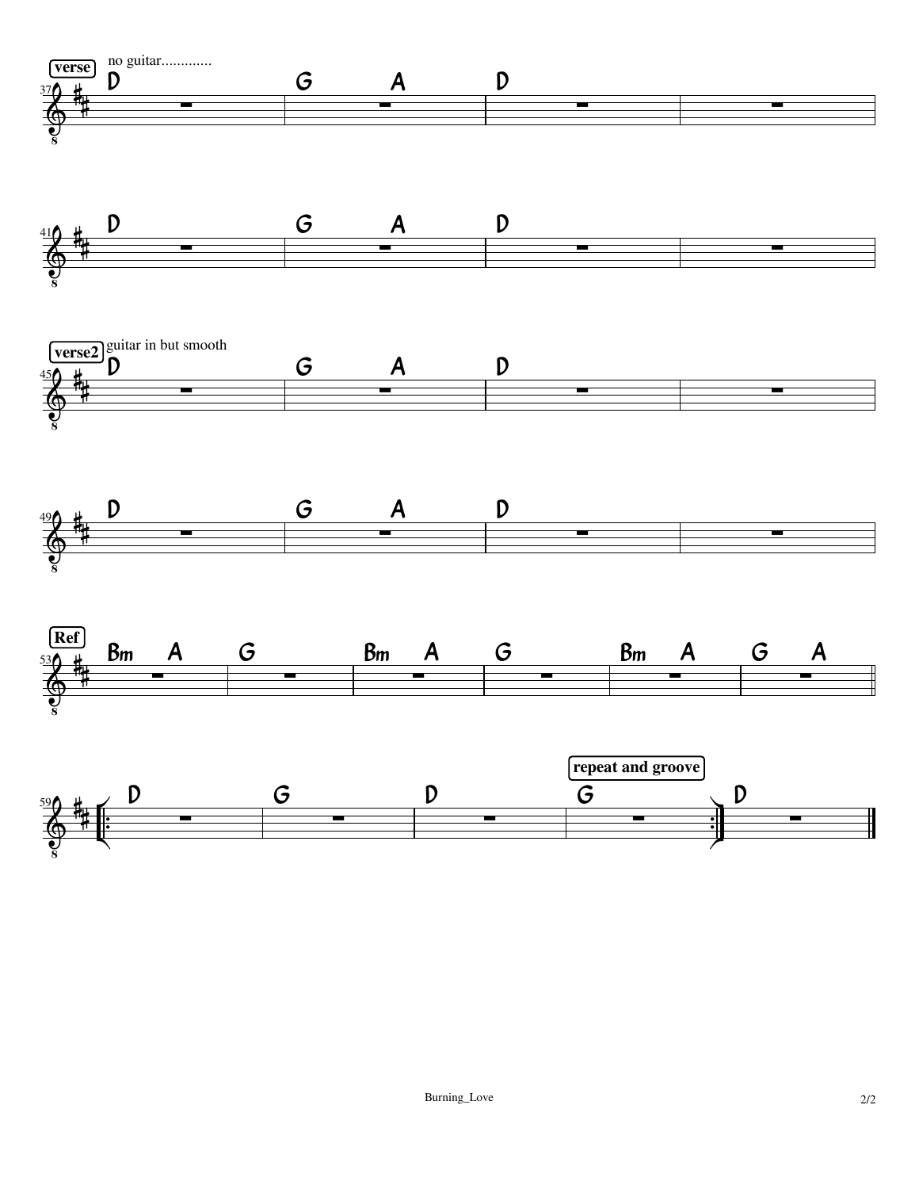**verse** no guitar.............

37: D | G A | D | |

41: D | G A | D | |

**verse2** guitar in but smooth

45: D | G A | D | |

49: D | G A | D | |

**Ref**

53: Bm A | G | Bm A | G | Bm A | G A ||

59: |: D | G | D | G **repeat and groove** :| D ||